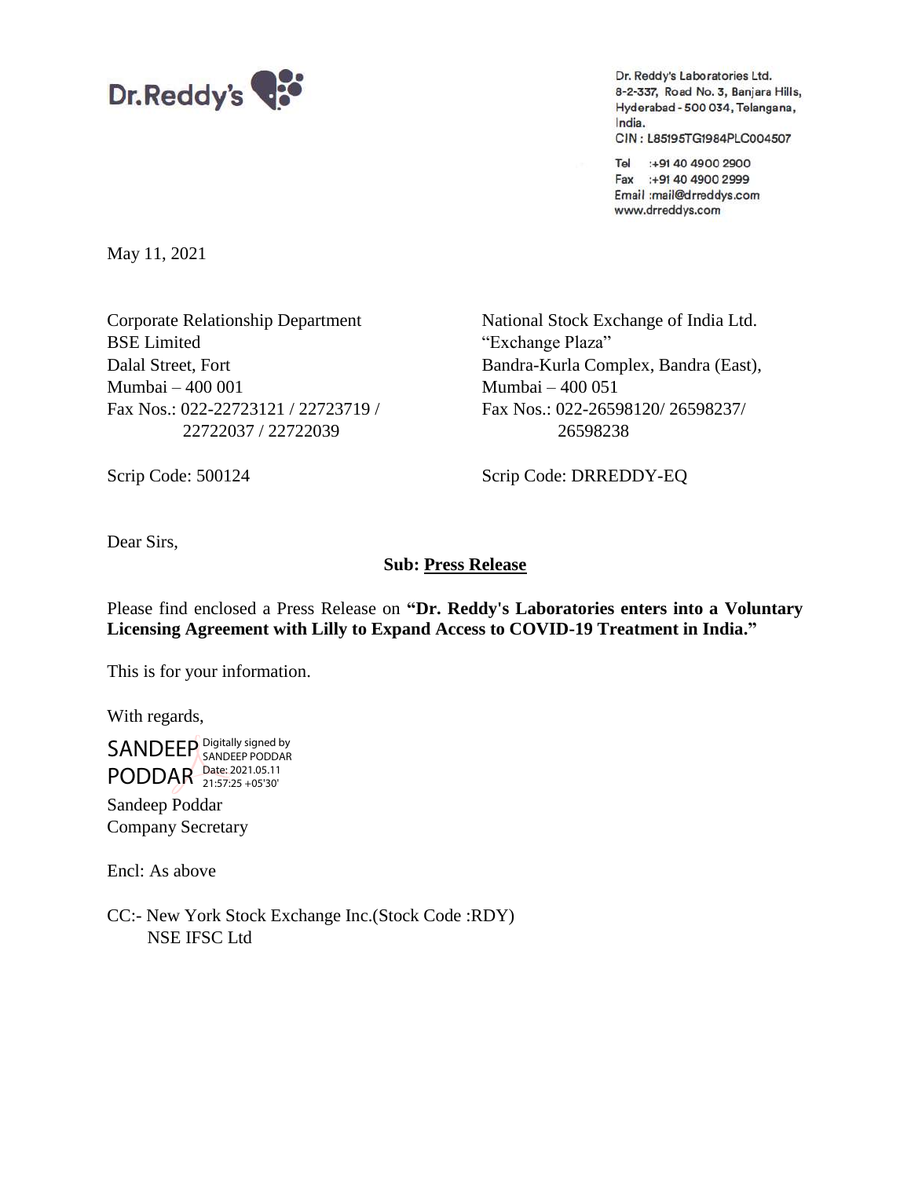Dr.Reddy's

Dr. Reddy's Laboratories Ltd.
8-2-337, Road No. 3, Banjara Hills,
Hyderabad - 500 034, Telangana,
India.
CIN : L85195TG1984PLC004507

Tel :+91 40 4900 2900
Fax :+91 40 4900 2999
Email :mail@drreddys.com
www.drreddys.com

May 11, 2021

Corporate Relationship Department
BSE Limited
Dalal Street, Fort
Mumbai – 400 001
Fax Nos.: 022-22723121 / 22723719 / 22722037 / 22722039

Scrip Code: 500124

National Stock Exchange of India Ltd.
"Exchange Plaza"
Bandra-Kurla Complex, Bandra (East),
Mumbai – 400 051
Fax Nos.: 022-26598120/ 26598237/ 26598238

Scrip Code: DRREDDY-EQ

Dear Sirs,

**Sub: Press Release**

Please find enclosed a Press Release on **"Dr. Reddy's Laboratories enters into a Voluntary Licensing Agreement with Lilly to Expand Access to COVID-19 Treatment in India."**

This is for your information.

With regards,

SANDEEP PODDAR Digitally signed by SANDEEP PODDAR Date: 2021.05.11 21:57:25 +05'30'

Sandeep Poddar
Company Secretary

Encl: As above

CC:- New York Stock Exchange Inc.(Stock Code :RDY)
NSE IFSC Ltd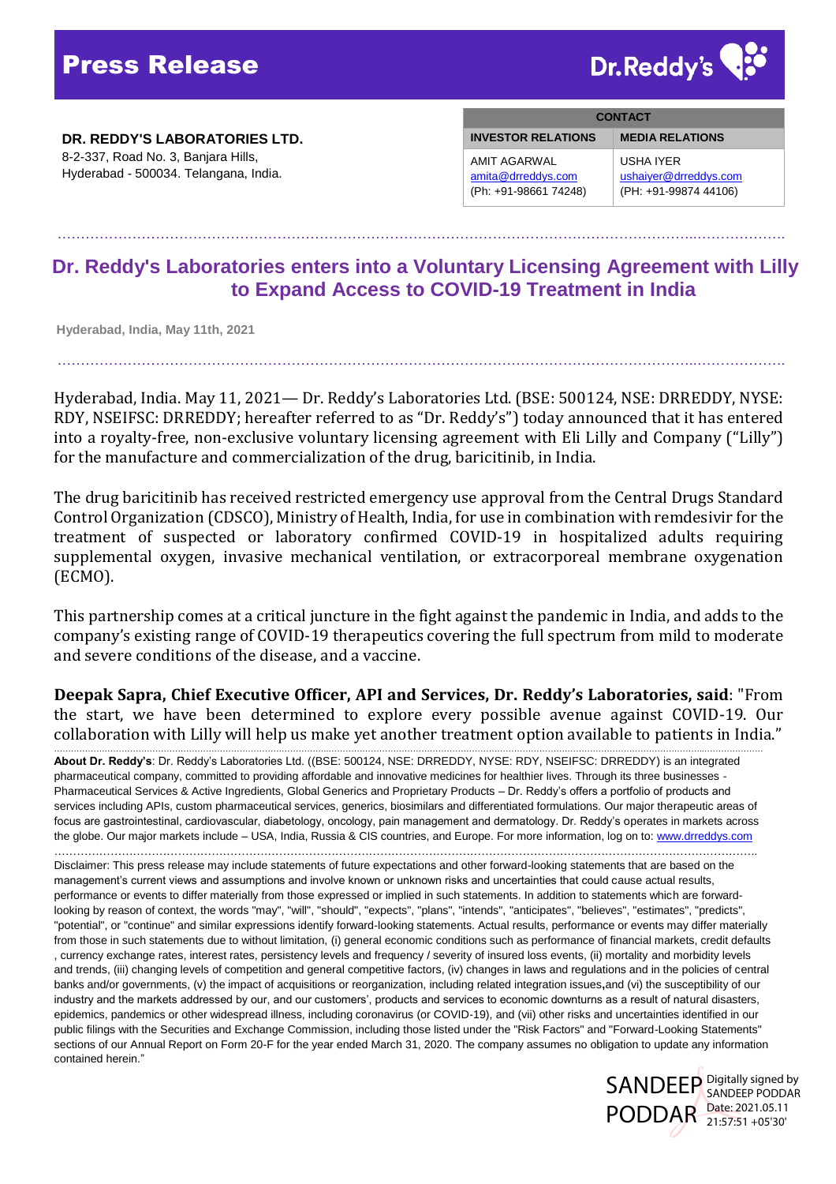# Press Release

Dr.Reddy's

**DR. REDDY'S LABORATORIES LTD.**
8-2-337, Road No. 3, Banjara Hills,
Hyderabad - 500034. Telangana, India.

| CONTACT | |
|---|---|
| **INVESTOR RELATIONS** | **MEDIA RELATIONS** |
| AMIT AGARWAL<br>amita@drreddys.com<br>(Ph: +91-98661 74248) | USHA IYER<br>ushaiyer@drreddys.com<br>(PH: +91-99874 44106) |

## Dr. Reddy's Laboratories enters into a Voluntary Licensing Agreement with Lilly to Expand Access to COVID-19 Treatment in India

**Hyderabad, India, May 11th, 2021**

Hyderabad, India. May 11, 2021— Dr. Reddy's Laboratories Ltd. (BSE: 500124, NSE: DRREDDY, NYSE: RDY, NSEIFSC: DRREDDY; hereafter referred to as "Dr. Reddy's") today announced that it has entered into a royalty-free, non-exclusive voluntary licensing agreement with Eli Lilly and Company ("Lilly") for the manufacture and commercialization of the drug, baricitinib, in India.

The drug baricitinib has received restricted emergency use approval from the Central Drugs Standard Control Organization (CDSCO), Ministry of Health, India, for use in combination with remdesivir for the treatment of suspected or laboratory confirmed COVID-19 in hospitalized adults requiring supplemental oxygen, invasive mechanical ventilation, or extracorporeal membrane oxygenation (ECMO).

This partnership comes at a critical juncture in the fight against the pandemic in India, and adds to the company's existing range of COVID-19 therapeutics covering the full spectrum from mild to moderate and severe conditions of the disease, and a vaccine.

**Deepak Sapra, Chief Executive Officer, API and Services, Dr. Reddy's Laboratories, said**: "From the start, we have been determined to explore every possible avenue against COVID-19. Our collaboration with Lilly will help us make yet another treatment option available to patients in India."

**About Dr. Reddy's**: Dr. Reddy's Laboratories Ltd. ((BSE: 500124, NSE: DRREDDY, NYSE: RDY, NSEIFSC: DRREDDY) is an integrated pharmaceutical company, committed to providing affordable and innovative medicines for healthier lives. Through its three businesses - Pharmaceutical Services & Active Ingredients, Global Generics and Proprietary Products – Dr. Reddy's offers a portfolio of products and services including APIs, custom pharmaceutical services, generics, biosimilars and differentiated formulations. Our major therapeutic areas of focus are gastrointestinal, cardiovascular, diabetology, oncology, pain management and dermatology. Dr. Reddy's operates in markets across the globe. Our major markets include – USA, India, Russia & CIS countries, and Europe. For more information, log on to: www.drreddys.com

Disclaimer: This press release may include statements of future expectations and other forward-looking statements that are based on the management's current views and assumptions and involve known or unknown risks and uncertainties that could cause actual results, performance or events to differ materially from those expressed or implied in such statements. In addition to statements which are forward-looking by reason of context, the words "may", "will", "should", "expects", "plans", "intends", "anticipates", "believes", "estimates", "predicts", "potential", or "continue" and similar expressions identify forward-looking statements. Actual results, performance or events may differ materially from those in such statements due to without limitation, (i) general economic conditions such as performance of financial markets, credit defaults , currency exchange rates, interest rates, persistency levels and frequency / severity of insured loss events, (ii) mortality and morbidity levels and trends, (iii) changing levels of competition and general competitive factors, (iv) changes in laws and regulations and in the policies of central banks and/or governments, (v) the impact of acquisitions or reorganization, including related integration issues,and (vi) the susceptibility of our industry and the markets addressed by our, and our customers', products and services to economic downturns as a result of natural disasters, epidemics, pandemics or other widespread illness, including coronavirus (or COVID-19), and (vii) other risks and uncertainties identified in our public filings with the Securities and Exchange Commission, including those listed under the "Risk Factors" and "Forward-Looking Statements" sections of our Annual Report on Form 20-F for the year ended March 31, 2020. The company assumes no obligation to update any information contained herein."

SANDEEP PODDAR
Digitally signed by SANDEEP PODDAR
Date: 2021.05.11 21:57:51 +05'30'